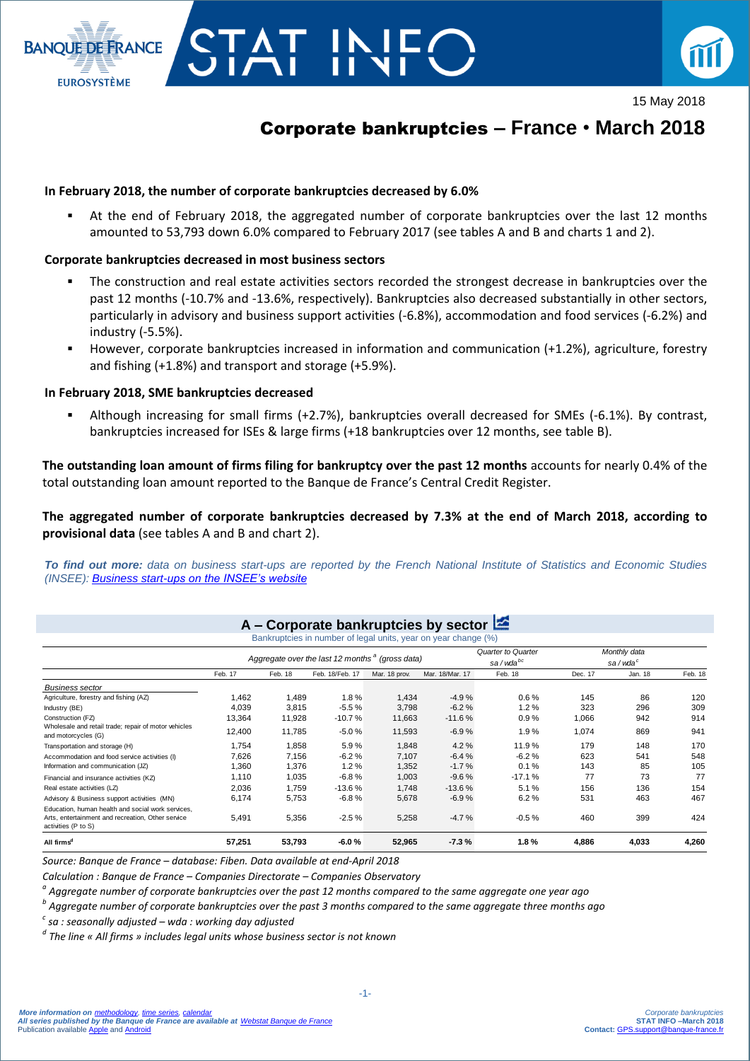15 May 2018

# Corporate bankruptcies – France • March 2018

**In February 2018, the number of corporate bankruptcies decreased by 6.0%**

- At the end of February 2018, the aggregated number of corporate bankruptcies over the last 12 months amounted to 53,793 down 6.0% compared to February 2017 (see tables A and B and charts 1 and 2).

**Corporate bankruptcies decreased in most business sectors**

- The construction and real estate activities sectors recorded the strongest decrease in bankruptcies over the past 12 months (-10.7% and -13.6%, respectively). Bankruptcies also decreased substantially in other sectors, particularly in advisory and business support activities (-6.8%), accommodation and food services (-6.2%) and industry (-5.5%).
- However, corporate bankruptcies increased in information and communication (+1.2%), agriculture, forestry and fishing (+1.8%) and transport and storage (+5.9%).

**In February 2018, SME bankruptcies decreased**

- Although increasing for small firms (+2.7%), bankruptcies overall decreased for SMEs (-6.1%). By contrast, bankruptcies increased for ISEs & large firms (+18 bankruptcies over 12 months, see table B).

**The outstanding loan amount of firms filing for bankruptcy over the past 12 months** accounts for nearly 0.4% of the total outstanding loan amount reported to the Banque de France's Central Credit Register.

**The aggregated number of corporate bankruptcies decreased by 7.3% at the end of March 2018, according to provisional data** (see tables A and B and chart 2).

***To find out more:*** *data on business start-ups are reported by the French National Institute of Statistics and Economic Studies (INSEE): Business start-ups on the INSEE's website*

## A – Corporate bankruptcies by sector

Bankruptcies in number of legal units, year on year change (%)

| | Aggregate over the last 12 months [a] (gross data) | | | | | Quarter to Quarter sa / wda [bc] | Monthly data sa / wda [c] | | |
|---|---|---|---|---|---|---|---|---|---|
| | Feb. 17 | Feb. 18 | Feb. 18/Feb. 17 | Mar. 18 prov. | Mar. 18/Mar. 17 | Feb. 18 | Dec. 17 | Jan. 18 | Feb. 18 |
| *Business sector* | | | | | | | | | |
| Agriculture, forestry and fishing (AZ) | 1,462 | 1,489 | 1.8% | 1,434 | -4.9% | 0.6% | 145 | 86 | 120 |
| Industry (BE) | 4,039 | 3,815 | -5.5% | 3,798 | -6.2% | 1.2% | 323 | 296 | 309 |
| Construction (FZ) | 13,364 | 11,928 | -10.7% | 11,663 | -11.6% | 0.9% | 1,066 | 942 | 914 |
| Wholesale and retail trade; repair of motor vehicles and motorcycles (G) | 12,400 | 11,785 | -5.0% | 11,593 | -6.9% | 1.9% | 1,074 | 869 | 941 |
| Transportation and storage (H) | 1,754 | 1,858 | 5.9% | 1,848 | 4.2% | 11.9% | 179 | 148 | 170 |
| Accommodation and food service activities (I) | 7,626 | 7,156 | -6.2% | 7,107 | -6.4% | -6.2% | 623 | 541 | 548 |
| Information and communication (JZ) | 1,360 | 1,376 | 1.2% | 1,352 | -1.7% | 0.1% | 143 | 85 | 105 |
| Financial and insurance activities (KZ) | 1,110 | 1,035 | -6.8% | 1,003 | -9.6% | -17.1% | 77 | 73 | 77 |
| Real estate activities (LZ) | 2,036 | 1,759 | -13.6% | 1,748 | -13.6% | 5.1% | 156 | 136 | 154 |
| Advisory & Business support activities (MN) | 6,174 | 5,753 | -6.8% | 5,678 | -6.9% | 6.2% | 531 | 463 | 467 |
| Education, human health and social work services, Arts, entertainment and recreation, Other service activities (P to S) | 5,491 | 5,356 | -2.5% | 5,258 | -4.7% | -0.5% | 460 | 399 | 424 |
| **All firms [d]** | **57,251** | **53,793** | **-6.0%** | **52,965** | **-7.3%** | **1.8%** | **4,886** | **4,033** | **4,260** |

*Source: Banque de France – database: Fiben. Data available at end-April 2018*

*Calculation : Banque de France – Companies Directorate – Companies Observatory*

*[a] Aggregate number of corporate bankruptcies over the past 12 months compared to the same aggregate one year ago*

*[b] Aggregate number of corporate bankruptcies over the past 3 months compared to the same aggregate three months ago*

*[c] sa : seasonally adjusted – wda : working day adjusted*

*[d] The line « All firms » includes legal units whose business sector is not known*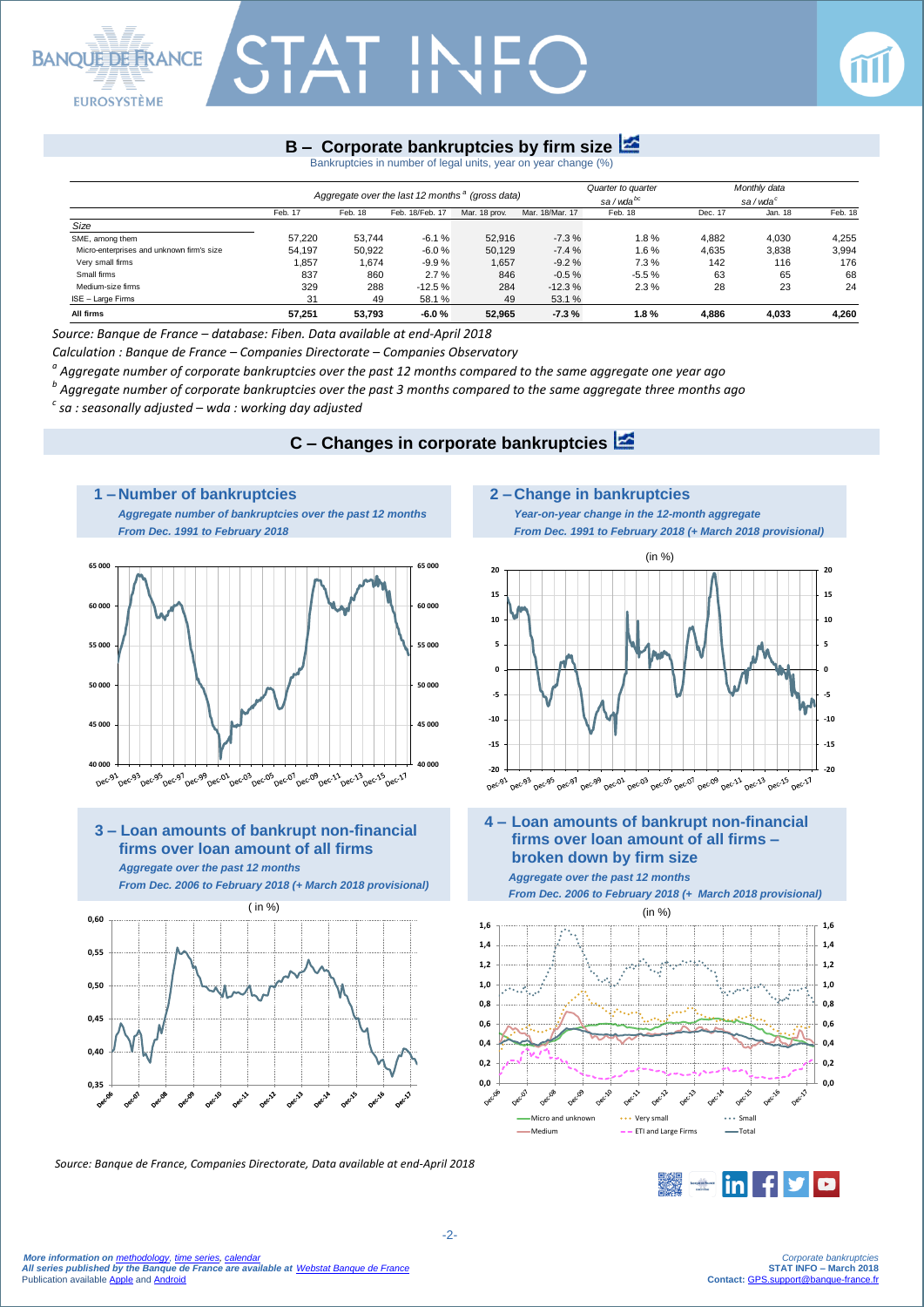## B – Corporate bankruptcies by firm size

Bankruptcies in number of legal units, year on year change (%)

| | Aggregate over the last 12 months [a] (gross data) | | | | | Quarter to quarter sa / wda [bc] | Monthly data sa / wda [c] | | |
|---|---|---|---|---|---|---|---|---|---|
| | Feb. 17 | Feb. 18 | Feb. 18/Feb. 17 | Mar. 18 prov. | Mar. 18/Mar. 17 | Feb. 18 | Dec. 17 | Jan. 18 | Feb. 18 |
| *Size* | | | | | | | | | |
| SME, among them | 57,220 | 53,744 | -6.1 % | 52,916 | -7.3 % | 1.8 % | 4,882 | 4,030 | 4,255 |
| Micro-enterprises and unknown firm's size | 54,197 | 50,922 | -6.0 % | 50,129 | -7.4 % | 1.6 % | 4,635 | 3,838 | 3,994 |
| Very small firms | 1,857 | 1,674 | -9.9 % | 1,657 | -9.2 % | 7.3 % | 142 | 116 | 176 |
| Small firms | 837 | 860 | 2.7 % | 846 | -0.5 % | -5.5 % | 63 | 65 | 68 |
| Medium-size firms | 329 | 288 | -12.5 % | 284 | -12.3 % | 2.3 % | 28 | 23 | 24 |
| ISE – Large Firms | 31 | 49 | 58.1 % | 49 | 53.1 % | | | | |
| **All firms** | **57,251** | **53,793** | **-6.0 %** | **52,965** | **-7.3 %** | **1.8 %** | **4,886** | **4,033** | **4,260** |

*Source: Banque de France – database: Fiben. Data available at end-April 2018*

*Calculation : Banque de France – Companies Directorate – Companies Observatory*

[a] *Aggregate number of corporate bankruptcies over the past 12 months compared to the same aggregate one year ago*

[b] *Aggregate number of corporate bankruptcies over the past 3 months compared to the same aggregate three months ago*

[c] *sa : seasonally adjusted – wda : working day adjusted*

## C – Changes in corporate bankruptcies

### 1 – Number of bankruptcies

***Aggregate number of bankruptcies over the past 12 months***

***From Dec. 1991 to February 2018***

65 000
60 000
55 000
50 000
45 000
40 000
Dec-91 Dec-93 Dec-95 Dec-97 Dec-99 Dec-01 Dec-03 Dec-05 Dec-07 Dec-09 Dec-11 Dec-13 Dec-15 Dec-17

### 2 – Change in bankruptcies

***Year-on-year change in the 12-month aggregate***

***From Dec. 1991 to February 2018 (+ March 2018 provisional)***

(in %)
20
15
10
5
0
-5
-10
-15
-20
Dec-91 Dec-93 Dec-95 Dec-97 Dec-99 Dec-01 Dec-03 Dec-05 Dec-07 Dec-09 Dec-11 Dec-13 Dec-15 Dec-17

### 3 – Loan amounts of bankrupt non-financial firms over loan amount of all firms

***Aggregate over the past 12 months***

***From Dec. 2006 to February 2018 (+ March 2018 provisional)***

( in %)
0,60
0,55
0,50
0,45
0,40
0,35
Dec-06 Dec-07 Dec-08 Dec-09 Dec-10 Dec-11 Dec-12 Dec-13 Dec-14 Dec-15 Dec-16 Dec-17

### 4 – Loan amounts of bankrupt non-financial firms over loan amount of all firms – broken down by firm size

***Aggregate over the past 12 months***

***From Dec. 2006 to February 2018 (+ March 2018 provisional)***

(in %)
1,6
1,4
1,2
1,0
0,8
0,6
0,4
0,2
0,0
Dec-06 Dec-07 Dec-08 Dec-09 Dec-10 Dec-11 Dec-12 Dec-13 Dec-14 Dec-15 Dec-16 Dec-17

Micro and unknown
Very small
Small
Medium
ETI and Large Firms
Total

*Source: Banque de France, Companies Directorate, Data available at end-April 2018*

***More information on methodology, time series, calendar***
***All series published by the Banque de France are available at Webstat Banque de France***
Publication available Apple and Android

*Corporate bankruptcies*
**STAT INFO – March 2018**
**Contact:** GPS.support@banque-france.fr